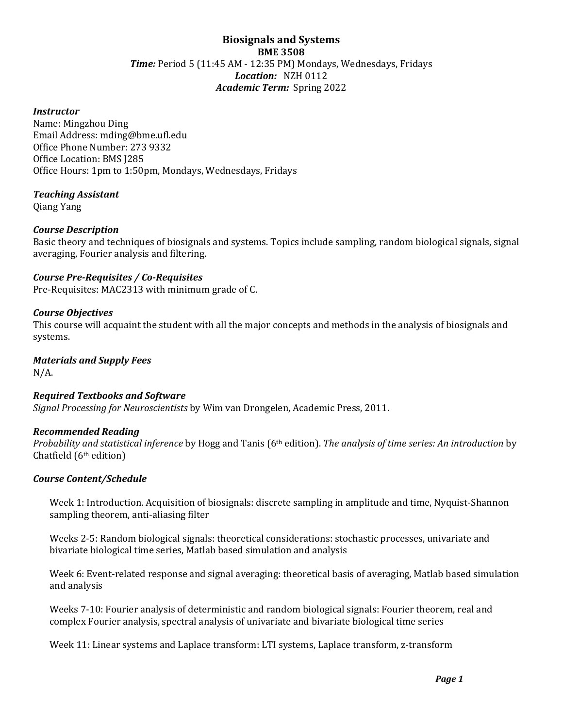# Biosignals and Systems

**BME 3508**

***Time:*** Period 5 (11:45 AM - 12:35 PM) Mondays, Wednesdays, Fridays
***Location:*** NZH 0112
***Academic Term:*** Spring 2022

### *Instructor*

Name: Mingzhou Ding
Email Address: mding@bme.ufl.edu
Office Phone Number: 273 9332
Office Location: BMS J285
Office Hours: 1pm to 1:50pm, Mondays, Wednesdays, Fridays

### *Teaching Assistant*

Qiang Yang

### *Course Description*

Basic theory and techniques of biosignals and systems. Topics include sampling, random biological signals, signal averaging, Fourier analysis and filtering.

### *Course Pre-Requisites / Co-Requisites*

Pre-Requisites: MAC2313 with minimum grade of C.

### *Course Objectives*

This course will acquaint the student with all the major concepts and methods in the analysis of biosignals and systems.

### *Materials and Supply Fees*

N/A.

### *Required Textbooks and Software*

*Signal Processing for Neuroscientists* by Wim van Drongelen, Academic Press, 2011.

### *Recommended Reading*

*Probability and statistical inference* by Hogg and Tanis (6th edition). *The analysis of time series: An introduction* by Chatfield (6th edition)

### *Course Content/Schedule*

Week 1: Introduction. Acquisition of biosignals: discrete sampling in amplitude and time, Nyquist-Shannon sampling theorem, anti-aliasing filter

Weeks 2-5: Random biological signals: theoretical considerations: stochastic processes, univariate and bivariate biological time series, Matlab based simulation and analysis

Week 6: Event-related response and signal averaging: theoretical basis of averaging, Matlab based simulation and analysis

Weeks 7-10: Fourier analysis of deterministic and random biological signals: Fourier theorem, real and complex Fourier analysis, spectral analysis of univariate and bivariate biological time series

Week 11: Linear systems and Laplace transform: LTI systems, Laplace transform, z-transform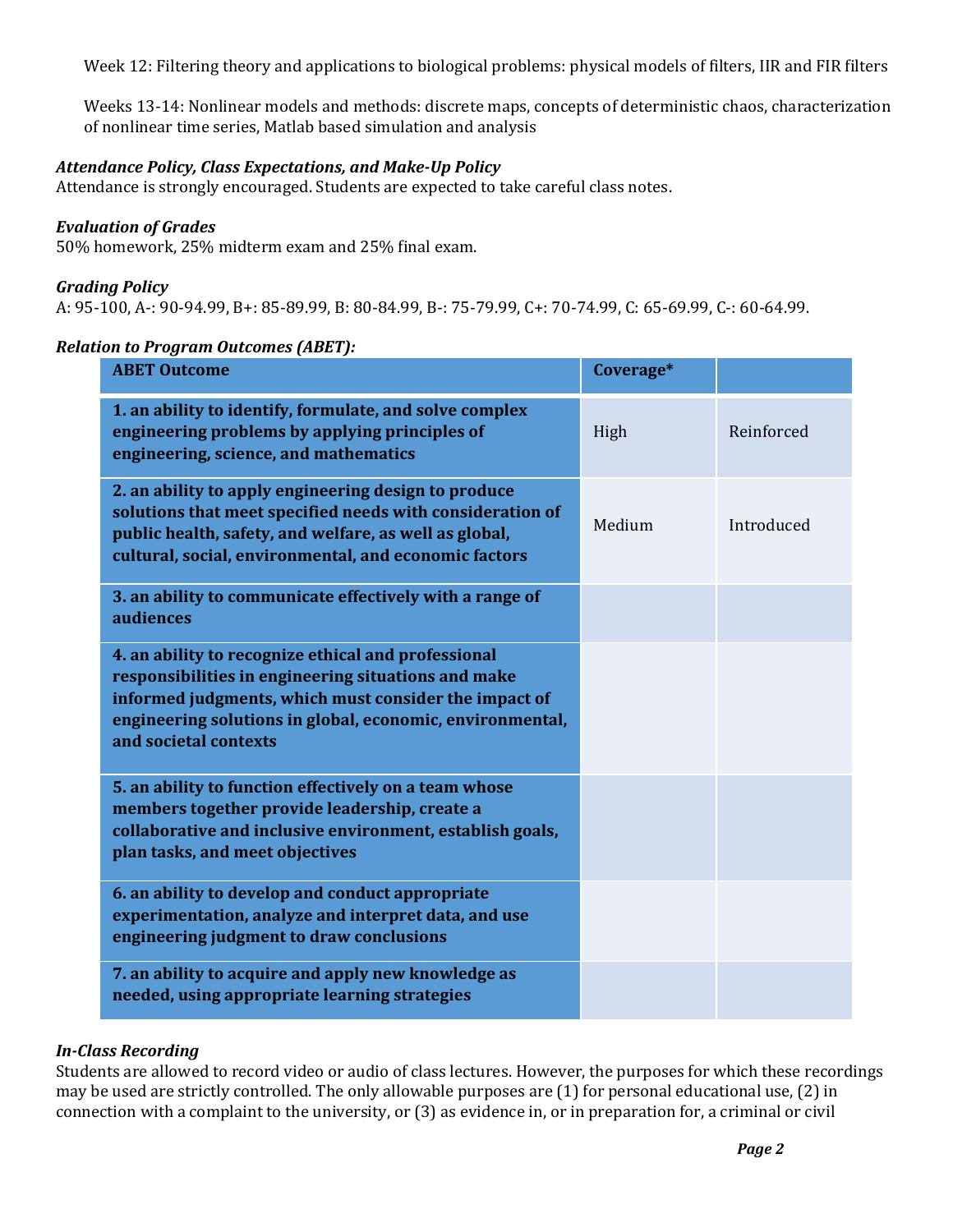Week 12: Filtering theory and applications to biological problems: physical models of filters, IIR and FIR filters

Weeks 13-14: Nonlinear models and methods: discrete maps, concepts of deterministic chaos, characterization of nonlinear time series, Matlab based simulation and analysis

### *Attendance Policy, Class Expectations, and Make-Up Policy*

Attendance is strongly encouraged. Students are expected to take careful class notes.

### *Evaluation of Grades*

50% homework, 25% midterm exam and 25% final exam.

### *Grading Policy*

A: 95-100, A-: 90-94.99, B+: 85-89.99, B: 80-84.99, B-: 75-79.99, C+: 70-74.99, C: 65-69.99, C-: 60-64.99.

### *Relation to Program Outcomes (ABET):*

| ABET Outcome | Coverage* | |
|---|---|---|
| **1. an ability to identify, formulate, and solve complex engineering problems by applying principles of engineering, science, and mathematics** | High | Reinforced |
| **2. an ability to apply engineering design to produce solutions that meet specified needs with consideration of public health, safety, and welfare, as well as global, cultural, social, environmental, and economic factors** | Medium | Introduced |
| **3. an ability to communicate effectively with a range of audiences** | | |
| **4. an ability to recognize ethical and professional responsibilities in engineering situations and make informed judgments, which must consider the impact of engineering solutions in global, economic, environmental, and societal contexts** | | |
| **5. an ability to function effectively on a team whose members together provide leadership, create a collaborative and inclusive environment, establish goals, plan tasks, and meet objectives** | | |
| **6. an ability to develop and conduct appropriate experimentation, analyze and interpret data, and use engineering judgment to draw conclusions** | | |
| **7. an ability to acquire and apply new knowledge as needed, using appropriate learning strategies** | | |

### *In-Class Recording*

Students are allowed to record video or audio of class lectures. However, the purposes for which these recordings may be used are strictly controlled. The only allowable purposes are (1) for personal educational use, (2) in connection with a complaint to the university, or (3) as evidence in, or in preparation for, a criminal or civil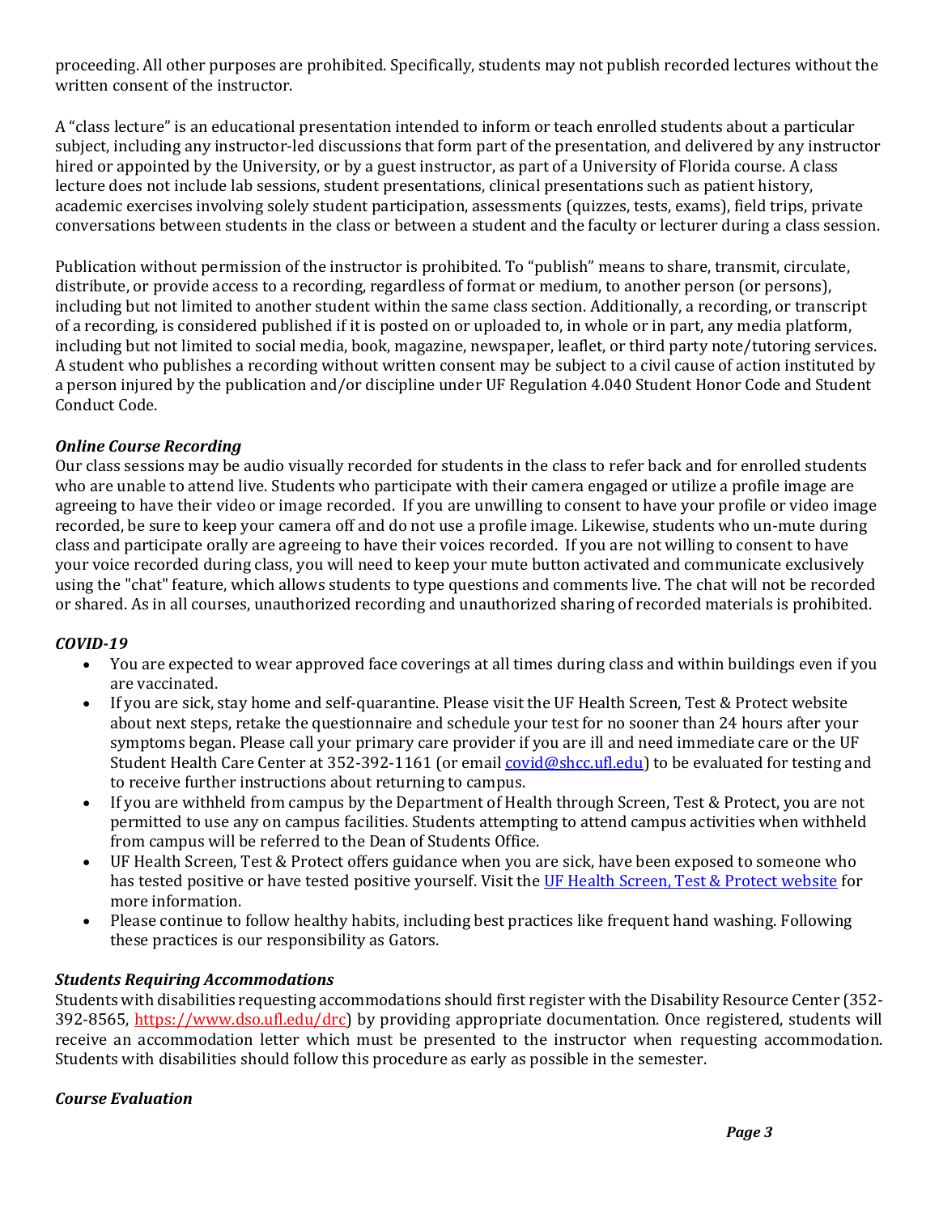proceeding. All other purposes are prohibited. Specifically, students may not publish recorded lectures without the written consent of the instructor.

A "class lecture" is an educational presentation intended to inform or teach enrolled students about a particular subject, including any instructor-led discussions that form part of the presentation, and delivered by any instructor hired or appointed by the University, or by a guest instructor, as part of a University of Florida course. A class lecture does not include lab sessions, student presentations, clinical presentations such as patient history, academic exercises involving solely student participation, assessments (quizzes, tests, exams), field trips, private conversations between students in the class or between a student and the faculty or lecturer during a class session.

Publication without permission of the instructor is prohibited. To "publish" means to share, transmit, circulate, distribute, or provide access to a recording, regardless of format or medium, to another person (or persons), including but not limited to another student within the same class section. Additionally, a recording, or transcript of a recording, is considered published if it is posted on or uploaded to, in whole or in part, any media platform, including but not limited to social media, book, magazine, newspaper, leaflet, or third party note/tutoring services. A student who publishes a recording without written consent may be subject to a civil cause of action instituted by a person injured by the publication and/or discipline under UF Regulation 4.040 Student Honor Code and Student Conduct Code.

### *Online Course Recording*

Our class sessions may be audio visually recorded for students in the class to refer back and for enrolled students who are unable to attend live. Students who participate with their camera engaged or utilize a profile image are agreeing to have their video or image recorded. If you are unwilling to consent to have your profile or video image recorded, be sure to keep your camera off and do not use a profile image. Likewise, students who un-mute during class and participate orally are agreeing to have their voices recorded. If you are not willing to consent to have your voice recorded during class, you will need to keep your mute button activated and communicate exclusively using the "chat" feature, which allows students to type questions and comments live. The chat will not be recorded or shared. As in all courses, unauthorized recording and unauthorized sharing of recorded materials is prohibited.

### *COVID-19*

- You are expected to wear approved face coverings at all times during class and within buildings even if you are vaccinated.
- If you are sick, stay home and self-quarantine. Please visit the UF Health Screen, Test & Protect website about next steps, retake the questionnaire and schedule your test for no sooner than 24 hours after your symptoms began. Please call your primary care provider if you are ill and need immediate care or the UF Student Health Care Center at 352-392-1161 (or email covid@shcc.ufl.edu) to be evaluated for testing and to receive further instructions about returning to campus.
- If you are withheld from campus by the Department of Health through Screen, Test & Protect, you are not permitted to use any on campus facilities. Students attempting to attend campus activities when withheld from campus will be referred to the Dean of Students Office.
- UF Health Screen, Test & Protect offers guidance when you are sick, have been exposed to someone who has tested positive or have tested positive yourself. Visit the UF Health Screen, Test & Protect website for more information.
- Please continue to follow healthy habits, including best practices like frequent hand washing. Following these practices is our responsibility as Gators.

### *Students Requiring Accommodations*

Students with disabilities requesting accommodations should first register with the Disability Resource Center (352-392-8565, https://www.dso.ufl.edu/drc) by providing appropriate documentation. Once registered, students will receive an accommodation letter which must be presented to the instructor when requesting accommodation. Students with disabilities should follow this procedure as early as possible in the semester.

### *Course Evaluation*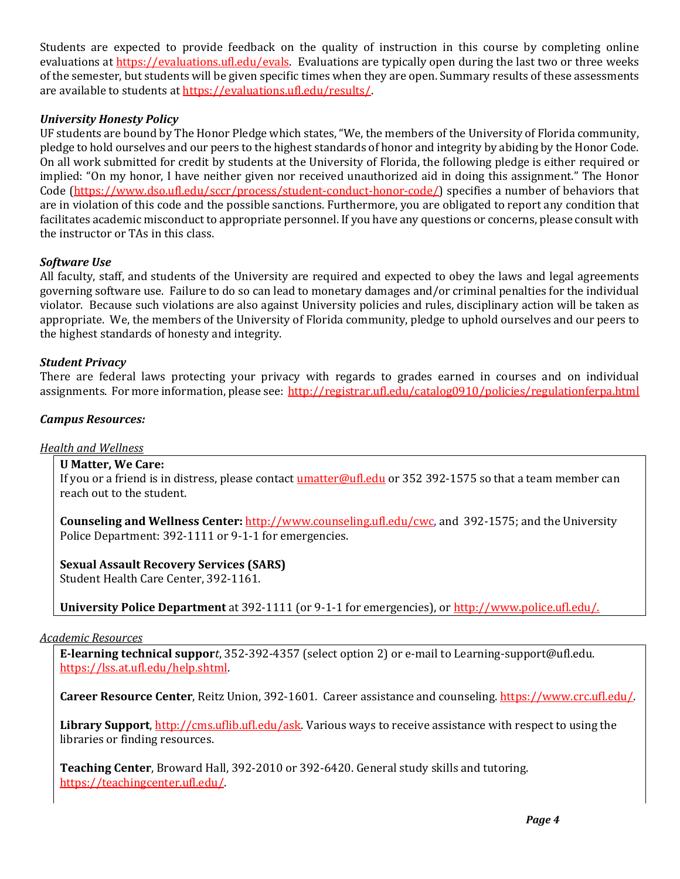Students are expected to provide feedback on the quality of instruction in this course by completing online evaluations at https://evaluations.ufl.edu/evals. Evaluations are typically open during the last two or three weeks of the semester, but students will be given specific times when they are open. Summary results of these assessments are available to students at https://evaluations.ufl.edu/results/.

### *University Honesty Policy*

UF students are bound by The Honor Pledge which states, "We, the members of the University of Florida community, pledge to hold ourselves and our peers to the highest standards of honor and integrity by abiding by the Honor Code. On all work submitted for credit by students at the University of Florida, the following pledge is either required or implied: "On my honor, I have neither given nor received unauthorized aid in doing this assignment." The Honor Code (https://www.dso.ufl.edu/sccr/process/student-conduct-honor-code/) specifies a number of behaviors that are in violation of this code and the possible sanctions. Furthermore, you are obligated to report any condition that facilitates academic misconduct to appropriate personnel. If you have any questions or concerns, please consult with the instructor or TAs in this class.

### *Software Use*

All faculty, staff, and students of the University are required and expected to obey the laws and legal agreements governing software use. Failure to do so can lead to monetary damages and/or criminal penalties for the individual violator. Because such violations are also against University policies and rules, disciplinary action will be taken as appropriate. We, the members of the University of Florida community, pledge to uphold ourselves and our peers to the highest standards of honesty and integrity.

### *Student Privacy*

There are federal laws protecting your privacy with regards to grades earned in courses and on individual assignments. For more information, please see: http://registrar.ufl.edu/catalog0910/policies/regulationferpa.html

### *Campus Resources:*

#### Health and Wellness

**U Matter, We Care:**
If you or a friend is in distress, please contact umatter@ufl.edu or 352 392-1575 so that a team member can reach out to the student.

**Counseling and Wellness Center:** http://www.counseling.ufl.edu/cwc, and 392-1575; and the University Police Department: 392-1111 or 9-1-1 for emergencies.

**Sexual Assault Recovery Services (SARS)**
Student Health Care Center, 392-1161.

**University Police Department** at 392-1111 (or 9-1-1 for emergencies), or http://www.police.ufl.edu/.

#### Academic Resources

**E-learning technical support**, 352-392-4357 (select option 2) or e-mail to Learning-support@ufl.edu. https://lss.at.ufl.edu/help.shtml.

**Career Resource Center**, Reitz Union, 392-1601. Career assistance and counseling. https://www.crc.ufl.edu/.

**Library Support**, http://cms.uflib.ufl.edu/ask. Various ways to receive assistance with respect to using the libraries or finding resources.

**Teaching Center**, Broward Hall, 392-2010 or 392-6420. General study skills and tutoring. https://teachingcenter.ufl.edu/.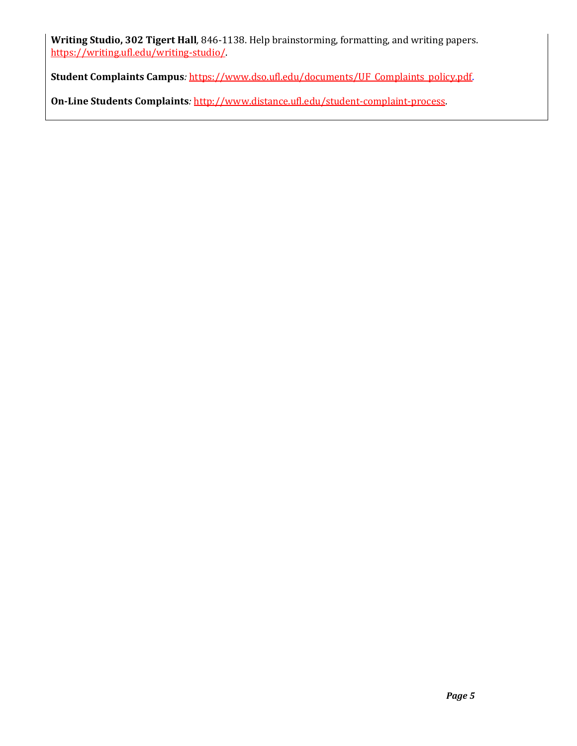**Writing Studio, 302 Tigert Hall**, 846-1138. Help brainstorming, formatting, and writing papers. https://writing.ufl.edu/writing-studio/.

**Student Complaints Campus***:* https://www.dso.ufl.edu/documents/UF_Complaints_policy.pdf.

**On-Line Students Complaints***:* http://www.distance.ufl.edu/student-complaint-process.